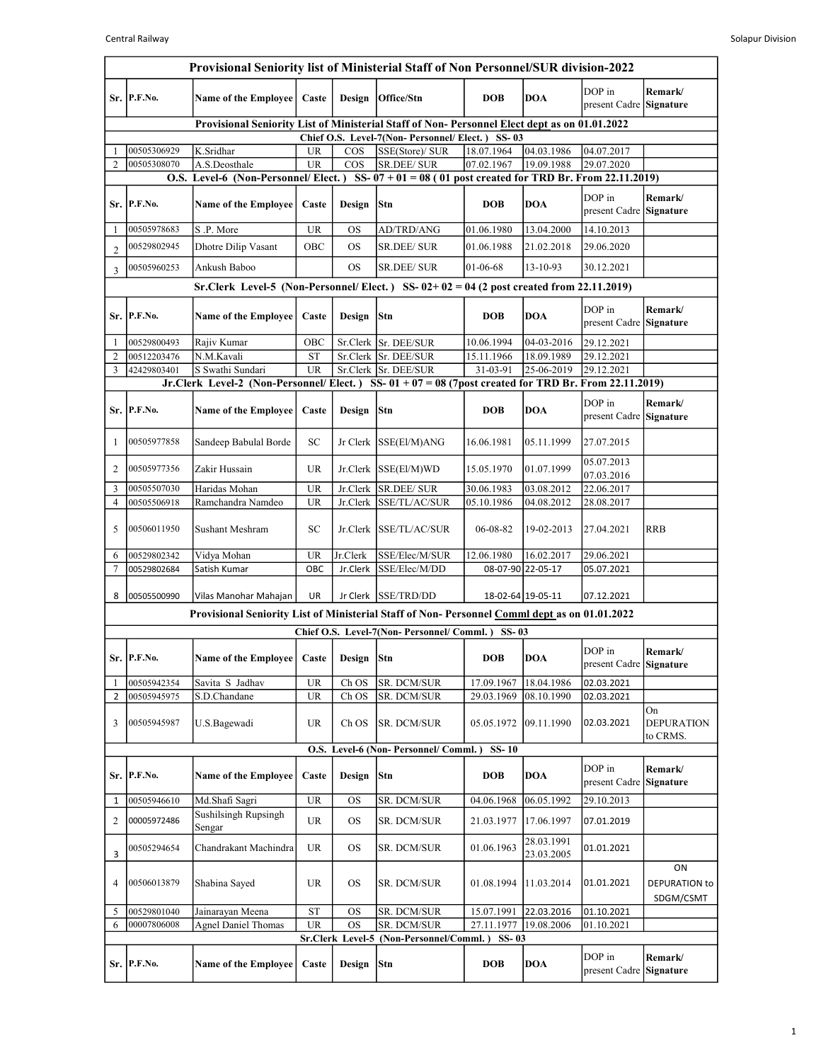# Provisional Seniority list of Ministerial Staff of Non Personnel/SUR division-2022

## Provisional Seniority List of Ministerial Staff of Non- Personnel Elect dept as on 01.01.2022

### Chief O.S. Level-7(Non- Personnel/ Elect. ) SS- 03

| Sr. | P.F.No. | Name of the Employee | Caste | Design | Office/Stn | DOB | DOA | DOP in present Cadre | Remark/ Signature |
|---|---|---|---|---|---|---|---|---|---|
| 1 | 00505306929 | K.Sridhar | UR | COS | SSE(Store)/ SUR | 18.07.1964 | 04.03.1986 | 04.07.2017 | |
| 2 | 00505308070 | A.S.Deosthale | UR | COS | SR.DEE/ SUR | 07.02.1967 | 19.09.1988 | 29.07.2020 | |

### O.S. Level-6 (Non-Personnel/ Elect. ) SS- 07 + 01 = 08 ( 01 post created for TRD Br. From 22.11.2019)

| Sr. | P.F.No. | Name of the Employee | Caste | Design | Stn | DOB | DOA | DOP in present Cadre | Remark/ Signature |
|---|---|---|---|---|---|---|---|---|---|
| 1 | 00505978683 | S .P. More | UR | OS | AD/TRD/ANG | 01.06.1980 | 13.04.2000 | 14.10.2013 | |
| 2 | 00529802945 | Dhotre Dilip Vasant | OBC | OS | SR.DEE/ SUR | 01.06.1988 | 21.02.2018 | 29.06.2020 | |
| 3 | 00505960253 | Ankush Baboo | | OS | SR.DEE/ SUR | 01-06-68 | 13-10-93 | 30.12.2021 | |

### Sr.Clerk Level-5 (Non-Personnel/ Elect. ) SS- 02+ 02 = 04 (2 post created from 22.11.2019)

| Sr. | P.F.No. | Name of the Employee | Caste | Design | Stn | DOB | DOA | DOP in present Cadre | Remark/ Signature |
|---|---|---|---|---|---|---|---|---|---|
| 1 | 00529800493 | Rajiv Kumar | OBC | Sr.Clerk | Sr. DEE/SUR | 10.06.1994 | 04-03-2016 | 29.12.2021 | |
| 2 | 00512203476 | N.M.Kavali | ST | Sr.Clerk | Sr. DEE/SUR | 15.11.1966 | 18.09.1989 | 29.12.2021 | |
| 3 | 42429803401 | S Swathi Sundari | UR | Sr.Clerk | Sr. DEE/SUR | 31-03-91 | 25-06-2019 | 29.12.2021 | |

### Jr.Clerk Level-2 (Non-Personnel/ Elect. ) SS- 01 + 07 = 08 (7post created for TRD Br. From 22.11.2019)

| Sr. | P.F.No. | Name of the Employee | Caste | Design | Stn | DOB | DOA | DOP in present Cadre | Remark/ Signature |
|---|---|---|---|---|---|---|---|---|---|
| 1 | 00505977858 | Sandeep Babulal Borde | SC | Jr Clerk | SSE(El/M)ANG | 16.06.1981 | 05.11.1999 | 27.07.2015 | |
| 2 | 00505977356 | Zakir Hussain | UR | Jr.Clerk | SSE(El/M)WD | 15.05.1970 | 01.07.1999 | 05.07.2013 07.03.2016 | |
| 3 | 00505507030 | Haridas Mohan | UR | Jr.Clerk | SR.DEE/ SUR | 30.06.1983 | 03.08.2012 | 22.06.2017 | |
| 4 | 00505506918 | Ramchandra Namdeo | UR | Jr.Clerk | SSE/TL/AC/SUR | 05.10.1986 | 04.08.2012 | 28.08.2017 | |
| 5 | 00506011950 | Sushant Meshram | SC | Jr.Clerk | SSE/TL/AC/SUR | 06-08-82 | 19-02-2013 | 27.04.2021 | RRB |
| 6 | 00529802342 | Vidya Mohan | UR | Jr.Clerk | SSE/Elec/M/SUR | 12.06.1980 | 16.02.2017 | 29.06.2021 | |
| 7 | 00529802684 | Satish Kumar | OBC | Jr.Clerk | SSE/Elec/M/DD | 08-07-90 | 22-05-17 | 05.07.2021 | |
| 8 | 00505500990 | Vilas Manohar Mahajan | UR | Jr Clerk | SSE/TRD/DD | 18-02-64 | 19-05-11 | 07.12.2021 | |

## Provisional Seniority List of Ministerial Staff of Non- Personnel Comml dept as on 01.01.2022

### Chief O.S. Level-7(Non- Personnel/ Comml. ) SS- 03

| Sr. | P.F.No. | Name of the Employee | Caste | Design | Stn | DOB | DOA | DOP in present Cadre | Remark/ Signature |
|---|---|---|---|---|---|---|---|---|---|
| 1 | 00505942354 | Savita S Jadhav | UR | Ch OS | SR. DCM/SUR | 17.09.1967 | 18.04.1986 | 02.03.2021 | |
| 2 | 00505945975 | S.D.Chandane | UR | Ch OS | SR. DCM/SUR | 29.03.1969 | 08.10.1990 | 02.03.2021 | |
| 3 | 00505945987 | U.S.Bagewadi | UR | Ch OS | SR. DCM/SUR | 05.05.1972 | 09.11.1990 | 02.03.2021 | On DEPURATION to CRMS. |

### O.S. Level-6 (Non- Personnel/ Comml. ) SS- 10

| Sr. | P.F.No. | Name of the Employee | Caste | Design | Stn | DOB | DOA | DOP in present Cadre | Remark/ Signature |
|---|---|---|---|---|---|---|---|---|---|
| 1 | 00505946610 | Md.Shafi Sagri | UR | OS | SR. DCM/SUR | 04.06.1968 | 06.05.1992 | 29.10.2013 | |
| 2 | 00005972486 | Sushilsingh Rupsingh Sengar | UR | OS | SR. DCM/SUR | 21.03.1977 | 17.06.1997 | 07.01.2019 | |
| 3 | 00505294654 | Chandrakant Machindra | UR | OS | SR. DCM/SUR | 01.06.1963 | 28.03.1991 23.03.2005 | 01.01.2021 | |
| 4 | 00506013879 | Shabina Sayed | UR | OS | SR. DCM/SUR | 01.08.1994 | 11.03.2014 | 01.01.2021 | ON DEPURATION to SDGM/CSMT |
| 5 | 00529801040 | Jainarayan Meena | ST | OS | SR. DCM/SUR | 15.07.1991 | 22.03.2016 | 01.10.2021 | |
| 6 | 00007806008 | Agnel Daniel Thomas | UR | OS | SR. DCM/SUR | 27.11.1977 | 19.08.2006 | 01.10.2021 | |

### Sr.Clerk Level-5 (Non-Personnel/Comml. ) SS- 03

| Sr. | P.F.No. | Name of the Employee | Caste | Design | Stn | DOB | DOA | DOP in present Cadre | Remark/ Signature |
|---|---|---|---|---|---|---|---|---|---|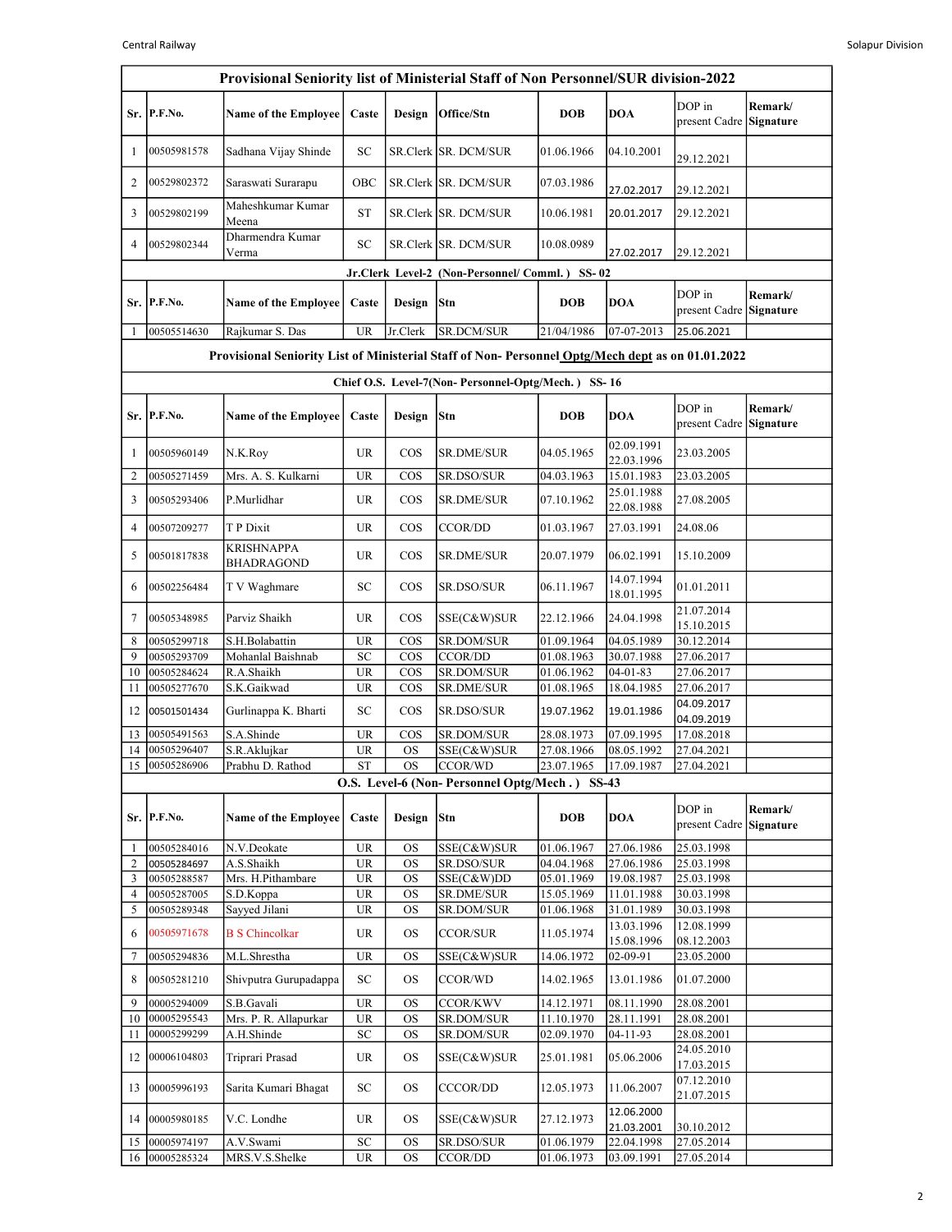## Provisional Seniority list of Ministerial Staff of Non Personnel/SUR division-2022

| Sr. | P.F.No. | Name of the Employee | Caste | Design | Office/Stn | DOB | DOA | DOP in present Cadre | Remark/ Signature |
|---|---|---|---|---|---|---|---|---|---|
| 1 | 00505981578 | Sadhana Vijay Shinde | SC | SR.Clerk | SR. DCM/SUR | 01.06.1966 | 04.10.2001 | 29.12.2021 | |
| 2 | 00529802372 | Saraswati Surarapu | OBC | SR.Clerk | SR. DCM/SUR | 07.03.1986 | 27.02.2017 | 29.12.2021 | |
| 3 | 00529802199 | Maheshkumar Kumar Meena | ST | SR.Clerk | SR. DCM/SUR | 10.06.1981 | 20.01.2017 | 29.12.2021 | |
| 4 | 00529802344 | Dharmendra Kumar Verma | SC | SR.Clerk | SR. DCM/SUR | 10.08.0989 | 27.02.2017 | 29.12.2021 | |

### Jr.Clerk Level-2 (Non-Personnel/ Comml.) SS- 02

| Sr. | P.F.No. | Name of the Employee | Caste | Design | Stn | DOB | DOA | DOP in present Cadre | Remark/ Signature |
|---|---|---|---|---|---|---|---|---|---|
| 1 | 00505514630 | Rajkumar S. Das | UR | Jr.Clerk | SR.DCM/SUR | 21/04/1986 | 07-07-2013 | 25.06.2021 | |

## Provisional Seniority List of Ministerial Staff of Non- Personnel Optg/Mech dept as on 01.01.2022

### Chief O.S. Level-7(Non- Personnel-Optg/Mech.) SS- 16

| Sr. | P.F.No. | Name of the Employee | Caste | Design | Stn | DOB | DOA | DOP in present Cadre | Remark/ Signature |
|---|---|---|---|---|---|---|---|---|---|
| 1 | 00505960149 | N.K.Roy | UR | COS | SR.DME/SUR | 04.05.1965 | 02.09.1991 22.03.1996 | 23.03.2005 | |
| 2 | 00505271459 | Mrs. A. S. Kulkarni | UR | COS | SR.DSO/SUR | 04.03.1963 | 15.01.1983 | 23.03.2005 | |
| 3 | 00505293406 | P.Murlidhar | UR | COS | SR.DME/SUR | 07.10.1962 | 25.01.1988 22.08.1988 | 27.08.2005 | |
| 4 | 00507209277 | T P Dixit | UR | COS | CCOR/DD | 01.03.1967 | 27.03.1991 | 24.08.06 | |
| 5 | 00501817838 | KRISHNAPPA BHADRAGOND | UR | COS | SR.DME/SUR | 20.07.1979 | 06.02.1991 | 15.10.2009 | |
| 6 | 00502256484 | T V Waghmare | SC | COS | SR.DSO/SUR | 06.11.1967 | 14.07.1994 18.01.1995 | 01.01.2011 | |
| 7 | 00505348985 | Parviz Shaikh | UR | COS | SSE(C&W)SUR | 22.12.1966 | 24.04.1998 | 21.07.2014 15.10.2015 | |
| 8 | 00505299718 | S.H.Bolabattin | UR | COS | SR.DOM/SUR | 01.09.1964 | 04.05.1989 | 30.12.2014 | |
| 9 | 00505293709 | Mohanlal Baishnab | SC | COS | CCOR/DD | 01.08.1963 | 30.07.1988 | 27.06.2017 | |
| 10 | 00505284624 | R.A.Shaikh | UR | COS | SR.DOM/SUR | 01.06.1962 | 04-01-83 | 27.06.2017 | |
| 11 | 00505277670 | S.K.Gaikwad | UR | COS | SR.DME/SUR | 01.08.1965 | 18.04.1985 | 27.06.2017 | |
| 12 | 00501501434 | Gurlinappa K. Bharti | SC | COS | SR.DSO/SUR | 19.07.1962 | 19.01.1986 | 04.09.2017 04.09.2019 | |
| 13 | 00505491563 | S.A.Shinde | UR | COS | SR.DOM/SUR | 28.08.1973 | 07.09.1995 | 17.08.2018 | |
| 14 | 00505296407 | S.R.Aklujkar | UR | OS | SSE(C&W)SUR | 27.08.1966 | 08.05.1992 | 27.04.2021 | |
| 15 | 00505286906 | Prabhu D. Rathod | ST | OS | CCOR/WD | 23.07.1965 | 17.09.1987 | 27.04.2021 | |

### O.S. Level-6 (Non- Personnel Optg/Mech .) SS-43

| Sr. | P.F.No. | Name of the Employee | Caste | Design | Stn | DOB | DOA | DOP in present Cadre | Remark/ Signature |
|---|---|---|---|---|---|---|---|---|---|
| 1 | 00505284016 | N.V.Deokate | UR | OS | SSE(C&W)SUR | 01.06.1967 | 27.06.1986 | 25.03.1998 | |
| 2 | 00505284697 | A.S.Shaikh | UR | OS | SR.DSO/SUR | 04.04.1968 | 27.06.1986 | 25.03.1998 | |
| 3 | 00505288587 | Mrs. H.Pithambare | UR | OS | SSE(C&W)DD | 05.01.1969 | 19.08.1987 | 25.03.1998 | |
| 4 | 00505287005 | S.D.Koppa | UR | OS | SR.DME/SUR | 15.05.1969 | 11.01.1988 | 30.03.1998 | |
| 5 | 00505289348 | Sayyed Jilani | UR | OS | SR.DOM/SUR | 01.06.1968 | 31.01.1989 | 30.03.1998 | |
| 6 | 00505971678 | B S Chincolkar | UR | OS | CCOR/SUR | 11.05.1974 | 13.03.1996 15.08.1996 | 12.08.1999 08.12.2003 | |
| 7 | 00505294836 | M.L.Shrestha | UR | OS | SSE(C&W)SUR | 14.06.1972 | 02-09-91 | 23.05.2000 | |
| 8 | 00505281210 | Shivputra Gurupadappa | SC | OS | CCOR/WD | 14.02.1965 | 13.01.1986 | 01.07.2000 | |
| 9 | 00005294009 | S.B.Gavali | UR | OS | CCOR/KWV | 14.12.1971 | 08.11.1990 | 28.08.2001 | |
| 10 | 00005295543 | Mrs. P. R. Allapurkar | UR | OS | SR.DOM/SUR | 11.10.1970 | 28.11.1991 | 28.08.2001 | |
| 11 | 00005299299 | A.H.Shinde | SC | OS | SR.DOM/SUR | 02.09.1970 | 04-11-93 | 28.08.2001 | |
| 12 | 00006104803 | Triprari Prasad | UR | OS | SSE(C&W)SUR | 25.01.1981 | 05.06.2006 | 24.05.2010 17.03.2015 | |
| 13 | 00005996193 | Sarita Kumari Bhagat | SC | OS | CCCOR/DD | 12.05.1973 | 11.06.2007 | 07.12.2010 21.07.2015 | |
| 14 | 00005980185 | V.C. Londhe | UR | OS | SSE(C&W)SUR | 27.12.1973 | 12.06.2000 21.03.2001 | 30.10.2012 | |
| 15 | 00005974197 | A.V.Swami | SC | OS | SR.DSO/SUR | 01.06.1979 | 22.04.1998 | 27.05.2014 | |
| 16 | 00005285324 | MRS.V.S.Shelke | UR | OS | CCOR/DD | 01.06.1973 | 03.09.1991 | 27.05.2014 | |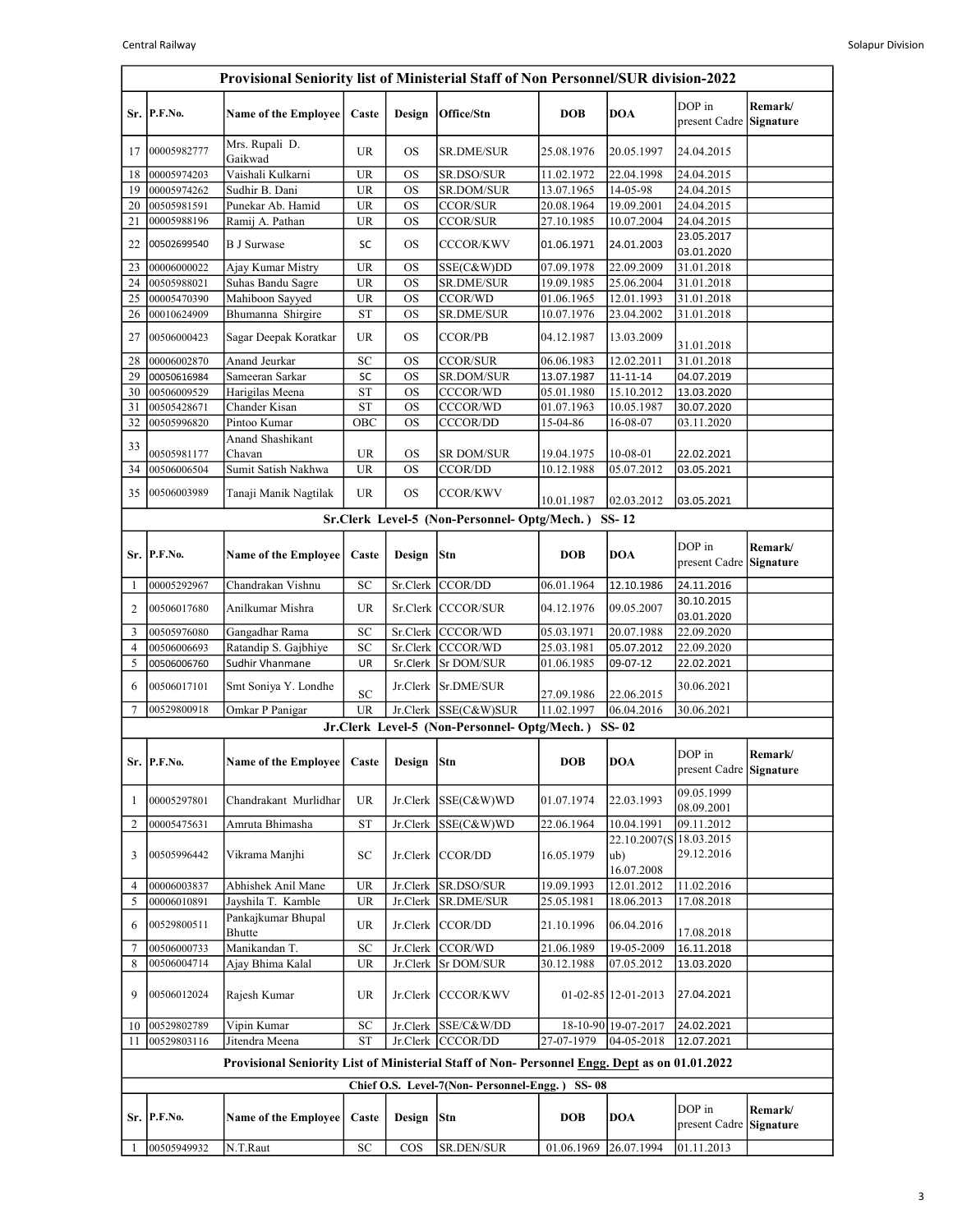## Provisional Seniority list of Ministerial Staff of Non Personnel/SUR division-2022

| Sr. | P.F.No. | Name of the Employee | Caste | Design | Office/Stn | DOB | DOA | DOP in present Cadre | Remark/ Signature |
|---|---|---|---|---|---|---|---|---|---|
| 17 | 00005982777 | Mrs. Rupali D. Gaikwad | UR | OS | SR.DME/SUR | 25.08.1976 | 20.05.1997 | 24.04.2015 | |
| 18 | 00005974203 | Vaishali Kulkarni | UR | OS | SR.DSO/SUR | 11.02.1972 | 22.04.1998 | 24.04.2015 | |
| 19 | 00005974262 | Sudhir B. Dani | UR | OS | SR.DOM/SUR | 13.07.1965 | 14-05-98 | 24.04.2015 | |
| 20 | 00505981591 | Punekar Ab. Hamid | UR | OS | CCOR/SUR | 20.08.1964 | 19.09.2001 | 24.04.2015 | |
| 21 | 00005988196 | Ramij A. Pathan | UR | OS | CCOR/SUR | 27.10.1985 | 10.07.2004 | 24.04.2015 | |
| 22 | 00502699540 | B J Surwase | SC | OS | CCCOR/KWV | 01.06.1971 | 24.01.2003 | 23.05.2017 03.01.2020 | |
| 23 | 00006000022 | Ajay Kumar Mistry | UR | OS | SSE(C&W)DD | 07.09.1978 | 22.09.2009 | 31.01.2018 | |
| 24 | 00505988021 | Suhas Bandu Sagre | UR | OS | SR.DME/SUR | 19.09.1985 | 25.06.2004 | 31.01.2018 | |
| 25 | 00005470390 | Mahiboon Sayyed | UR | OS | CCOR/WD | 01.06.1965 | 12.01.1993 | 31.01.2018 | |
| 26 | 00010624909 | Bhumanna Shirgire | ST | OS | SR.DME/SUR | 10.07.1976 | 23.04.2002 | 31.01.2018 | |
| 27 | 00506000423 | Sagar Deepak Koratkar | UR | OS | CCOR/PB | 04.12.1987 | 13.03.2009 | 31.01.2018 | |
| 28 | 00006002870 | Anand Jeurkar | SC | OS | CCOR/SUR | 06.06.1983 | 12.02.2011 | 31.01.2018 | |
| 29 | 00050616984 | Sameeran Sarkar | SC | OS | SR.DOM/SUR | 13.07.1987 | 11-11-14 | 04.07.2019 | |
| 30 | 00506009529 | Harigilas Meena | ST | OS | CCCOR/WD | 05.01.1980 | 15.10.2012 | 13.03.2020 | |
| 31 | 00505428671 | Chander Kisan | ST | OS | CCCOR/WD | 01.07.1963 | 10.05.1987 | 30.07.2020 | |
| 32 | 00505996820 | Pintoo Kumar | OBC | OS | CCCOR/DD | 15-04-86 | 16-08-07 | 03.11.2020 | |
| 33 | 00505981177 | Anand Shashikant Chavan | UR | OS | SR DOM/SUR | 19.04.1975 | 10-08-01 | 22.02.2021 | |
| 34 | 00506006504 | Sumit Satish Nakhwa | UR | OS | CCOR/DD | 10.12.1988 | 05.07.2012 | 03.05.2021 | |
| 35 | 00506003989 | Tanaji Manik Nagtilak | UR | OS | CCOR/KWV | 10.01.1987 | 02.03.2012 | 03.05.2021 | |

### Sr.Clerk Level-5 (Non-Personnel- Optg/Mech.) SS- 12

| Sr. | P.F.No. | Name of the Employee | Caste | Design | Stn | DOB | DOA | DOP in present Cadre | Remark/ Signature |
|---|---|---|---|---|---|---|---|---|---|
| 1 | 00005292967 | Chandrakan Vishnu | SC | Sr.Clerk | CCOR/DD | 06.01.1964 | 12.10.1986 | 24.11.2016 | |
| 2 | 00506017680 | Anilkumar Mishra | UR | Sr.Clerk | CCCOR/SUR | 04.12.1976 | 09.05.2007 | 30.10.2015 03.01.2020 | |
| 3 | 00505976080 | Gangadhar Rama | SC | Sr.Clerk | CCCOR/WD | 05.03.1971 | 20.07.1988 | 22.09.2020 | |
| 4 | 00506006693 | Ratandip S. Gajbhiye | SC | Sr.Clerk | CCCOR/WD | 25.03.1981 | 05.07.2012 | 22.09.2020 | |
| 5 | 00506006760 | Sudhir Vhanmane | UR | Sr.Clerk | Sr DOM/SUR | 01.06.1985 | 09-07-12 | 22.02.2021 | |
| 6 | 00506017101 | Smt Soniya Y. Londhe | SC | Jr.Clerk | Sr.DME/SUR | 27.09.1986 | 22.06.2015 | 30.06.2021 | |
| 7 | 00529800918 | Omkar P Panigar | UR | Jr.Clerk | SSE(C&W)SUR | 11.02.1997 | 06.04.2016 | 30.06.2021 | |

### Jr.Clerk Level-5 (Non-Personnel- Optg/Mech.) SS- 02

| Sr. | P.F.No. | Name of the Employee | Caste | Design | Stn | DOB | DOA | DOP in present Cadre | Remark/ Signature |
|---|---|---|---|---|---|---|---|---|---|
| 1 | 00005297801 | Chandrakant Murlidhar | UR | Jr.Clerk | SSE(C&W)WD | 01.07.1974 | 22.03.1993 | 09.05.1999 08.09.2001 | |
| 2 | 00005475631 | Amruta Bhimasha | ST | Jr.Clerk | SSE(C&W)WD | 22.06.1964 | 10.04.1991 | 09.11.2012 | |
| 3 | 00505996442 | Vikrama Manjhi | SC | Jr.Clerk | CCOR/DD | 16.05.1979 | 22.10.2007(Sub) 16.07.2008 | 18.03.2015 29.12.2016 | |
| 4 | 00006003837 | Abhishek Anil Mane | UR | Jr.Clerk | SR.DSO/SUR | 19.09.1993 | 12.01.2012 | 11.02.2016 | |
| 5 | 00006010891 | Jayshila T. Kamble | UR | Jr.Clerk | SR.DME/SUR | 25.05.1981 | 18.06.2013 | 17.08.2018 | |
| 6 | 00529800511 | Pankajkumar Bhupal Bhutte | UR | Jr.Clerk | CCOR/DD | 21.10.1996 | 06.04.2016 | 17.08.2018 | |
| 7 | 00506000733 | Manikandan T. | SC | Jr.Clerk | CCOR/WD | 21.06.1989 | 19-05-2009 | 16.11.2018 | |
| 8 | 00506004714 | Ajay Bhima Kalal | UR | Jr.Clerk | Sr DOM/SUR | 30.12.1988 | 07.05.2012 | 13.03.2020 | |
| 9 | 00506012024 | Rajesh Kumar | UR | Jr.Clerk | CCCOR/KWV | 01-02-85 | 12-01-2013 | 27.04.2021 | |
| 10 | 00529802789 | Vipin Kumar | SC | Jr.Clerk | SSE/C&W/DD | 18-10-90 | 19-07-2017 | 24.02.2021 | |
| 11 | 00529803116 | Jitendra Meena | ST | Jr.Clerk | CCCOR/DD | 27-07-1979 | 04-05-2018 | 12.07.2021 | |

## Provisional Seniority List of Ministerial Staff of Non- Personnel Engg. Dept as on 01.01.2022

### Chief O.S. Level-7(Non- Personnel-Engg.) SS- 08

| Sr. | P.F.No. | Name of the Employee | Caste | Design | Stn | DOB | DOA | DOP in present Cadre | Remark/ Signature |
|---|---|---|---|---|---|---|---|---|---|
| 1 | 00505949932 | N.T.Raut | SC | COS | SR.DEN/SUR | 01.06.1969 | 26.07.1994 | 01.11.2013 | |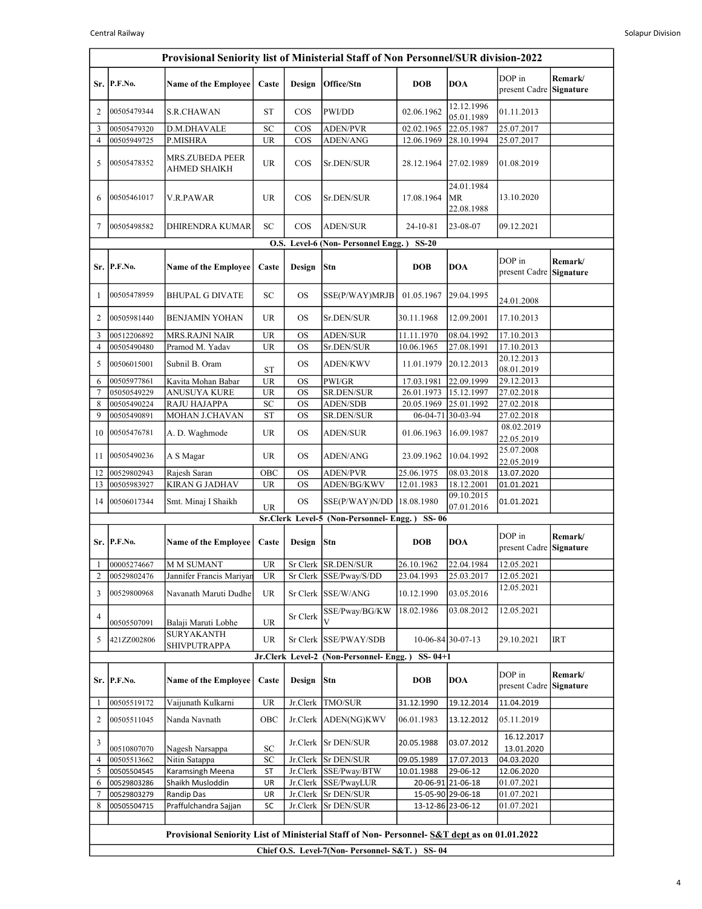## Provisional Seniority list of Ministerial Staff of Non Personnel/SUR division-2022

| Sr. | P.F.No. | Name of the Employee | Caste | Design | Office/Stn | DOB | DOA | DOP in present Cadre | Remark/ Signature |
|---|---|---|---|---|---|---|---|---|---|
| 2 | 00505479344 | S.R.CHAWAN | ST | COS | PWI/DD | 02.06.1962 | 12.12.1996 05.01.1989 | 01.11.2013 | |
| 3 | 00505479320 | D.M.DHAVALE | SC | COS | ADEN/PVR | 02.02.1965 | 22.05.1987 | 25.07.2017 | |
| 4 | 00505949725 | P.MISHRA | UR | COS | ADEN/ANG | 12.06.1969 | 28.10.1994 | 25.07.2017 | |
| 5 | 00505478352 | MRS.ZUBEDA PEER AHMED SHAIKH | UR | COS | Sr.DEN/SUR | 28.12.1964 | 27.02.1989 | 01.08.2019 | |
| 6 | 00505461017 | V.R.PAWAR | UR | COS | Sr.DEN/SUR | 17.08.1964 | 24.01.1984 MR 22.08.1988 | 13.10.2020 | |
| 7 | 00505498582 | DHIRENDRA KUMAR | SC | COS | ADEN/SUR | 24-10-81 | 23-08-07 | 09.12.2021 | |

### O.S. Level-6 (Non- Personnel Engg. ) SS-20

| Sr. | P.F.No. | Name of the Employee | Caste | Design | Stn | DOB | DOA | DOP in present Cadre | Remark/ Signature |
|---|---|---|---|---|---|---|---|---|---|
| 1 | 00505478959 | BHUPAL G DIVATE | SC | OS | SSE(P/WAY)MRJB | 01.05.1967 | 29.04.1995 | 24.01.2008 | |
| 2 | 00505981440 | BENJAMIN YOHAN | UR | OS | Sr.DEN/SUR | 30.11.1968 | 12.09.2001 | 17.10.2013 | |
| 3 | 00512206892 | MRS.RAJNI NAIR | UR | OS | ADEN/SUR | 11.11.1970 | 08.04.1992 | 17.10.2013 | |
| 4 | 00505490480 | Pramod M. Yadav | UR | OS | Sr.DEN/SUR | 10.06.1965 | 27.08.1991 | 17.10.2013 | |
| 5 | 00506015001 | Subnil B. Oram | ST | OS | ADEN/KWV | 11.01.1979 | 20.12.2013 | 20.12.2013 08.01.2019 | |
| 6 | 00505977861 | Kavita Mohan Babar | UR | OS | PWI/GR | 17.03.1981 | 22.09.1999 | 29.12.2013 | |
| 7 | 05050549229 | ANUSUYA KURE | UR | OS | SR.DEN/SUR | 26.01.1973 | 15.12.1997 | 27.02.2018 | |
| 8 | 00505490224 | RAJU HAJAPPA | SC | OS | ADEN/SDB | 20.05.1969 | 25.01.1992 | 27.02.2018 | |
| 9 | 00505490891 | MOHAN J.CHAVAN | ST | OS | SR.DEN/SUR | 06-04-71 | 30-03-94 | 27.02.2018 | |
| 10 | 00505476781 | A. D. Waghmode | UR | OS | ADEN/SUR | 01.06.1963 | 16.09.1987 | 08.02.2019 22.05.2019 | |
| 11 | 00505490236 | A S Magar | UR | OS | ADEN/ANG | 23.09.1962 | 10.04.1992 | 25.07.2008 22.05.2019 | |
| 12 | 00529802943 | Rajesh Saran | OBC | OS | ADEN/PVR | 25.06.1975 | 08.03.2018 | 13.07.2020 | |
| 13 | 00505983927 | KIRAN G JADHAV | UR | OS | ADEN/BG/KWV | 12.01.1983 | 18.12.2001 | 01.01.2021 | |
| 14 | 00506017344 | Smt. Minaj I Shaikh | UR | OS | SSE(P/WAY)N/DD | 18.08.1980 | 09.10.2015 07.01.2016 | 01.01.2021 | |

### Sr.Clerk Level-5 (Non-Personnel- Engg. ) SS- 06

| Sr. | P.F.No. | Name of the Employee | Caste | Design | Stn | DOB | DOA | DOP in present Cadre | Remark/ Signature |
|---|---|---|---|---|---|---|---|---|---|
| 1 | 00005274667 | M M SUMANT | UR | Sr Clerk | SR.DEN/SUR | 26.10.1962 | 22.04.1984 | 12.05.2021 | |
| 2 | 00529802476 | Jannifer Francis Mariyan | UR | Sr Clerk | SSE/Pway/S/DD | 23.04.1993 | 25.03.2017 | 12.05.2021 | |
| 3 | 00529800968 | Navanath Maruti Dudhe | UR | Sr Clerk | SSE/W/ANG | 10.12.1990 | 03.05.2016 | 12.05.2021 | |
| 4 | 00505507091 | Balaji Maruti Lobhe | UR | Sr Clerk | SSE/Pway/BG/KWV | 18.02.1986 | 03.08.2012 | 12.05.2021 | |
| 5 | 421ZZ002806 | SURYAKANTH SHIVPUTRAPPA | UR | Sr Clerk | SSE/PWAY/SDB | 10-06-84 | 30-07-13 | 29.10.2021 | IRT |

### Jr.Clerk Level-2 (Non-Personnel- Engg. ) SS- 04+1

| Sr. | P.F.No. | Name of the Employee | Caste | Design | Stn | DOB | DOA | DOP in present Cadre | Remark/ Signature |
|---|---|---|---|---|---|---|---|---|---|
| 1 | 00505519172 | Vaijunath Kulkarni | UR | Jr.Clerk | TMO/SUR | 31.12.1990 | 19.12.2014 | 11.04.2019 | |
| 2 | 00505511045 | Nanda Navnath | OBC | Jr.Clerk | ADEN(NG)KWV | 06.01.1983 | 13.12.2012 | 05.11.2019 | |
| 3 | 00510807070 | Nagesh Narsappa | SC | Jr.Clerk | Sr DEN/SUR | 20.05.1988 | 03.07.2012 | 16.12.2017 13.01.2020 | |
| 4 | 00505513662 | Nitin Satappa | SC | Jr.Clerk | Sr DEN/SUR | 09.05.1989 | 17.07.2013 | 04.03.2020 | |
| 5 | 00505504545 | Karamsingh Meena | ST | Jr.Clerk | SSE/Pway/BTW | 10.01.1988 | 29-06-12 | 12.06.2020 | |
| 6 | 00529803286 | Shaikh Musloddin | UR | Jr.Clerk | SSE/PwayLUR | 20-06-91 | 21-06-18 | 01.07.2021 | |
| 7 | 00529803279 | Randip Das | UR | Jr.Clerk | Sr DEN/SUR | 15-05-90 | 29-06-18 | 01.07.2021 | |
| 8 | 00505504715 | Praffulchandra Sajjan | SC | Jr.Clerk | Sr DEN/SUR | 13-12-86 | 23-06-12 | 01.07.2021 | |

## Provisional Seniority List of Ministerial Staff of Non- Personnel- S&T dept as on 01.01.2022

### Chief O.S. Level-7(Non- Personnel- S&T. ) SS- 04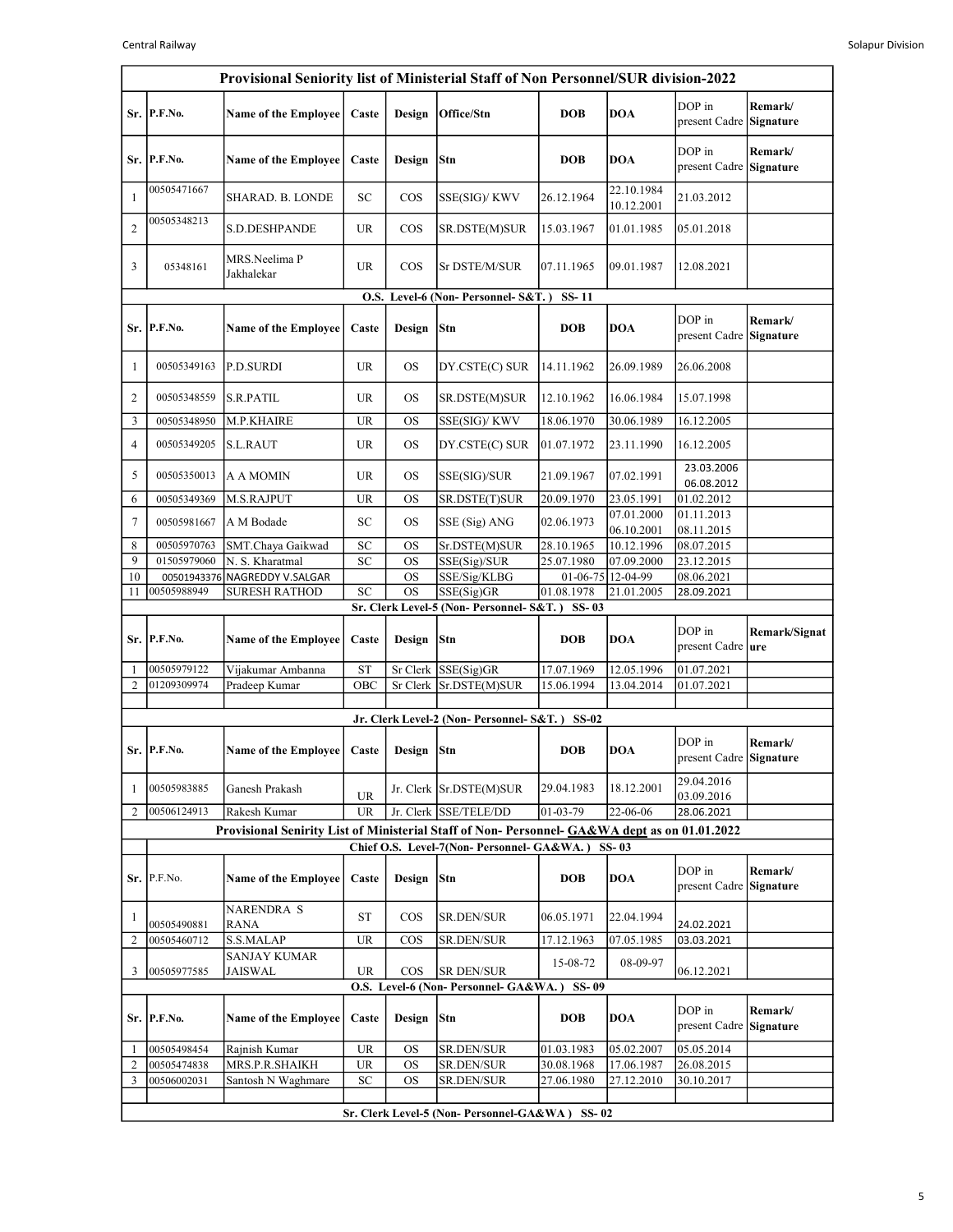## Provisional Seniority list of Ministerial Staff of Non Personnel/SUR division-2022

| Sr. | P.F.No. | Name of the Employee | Caste | Design | Office/Stn | DOB | DOA | DOP in present Cadre | Remark/ Signature |
|---|---|---|---|---|---|---|---|---|---|
| Sr. | P.F.No. | Name of the Employee | Caste | Design | Stn | DOB | DOA | DOP in present Cadre | Remark/ Signature |
| 1 | 00505471667 | SHARAD. B. LONDE | SC | COS | SSE(SIG)/ KWV | 26.12.1964 | 22.10.1984 10.12.2001 | 21.03.2012 | |
| 2 | 00505348213 | S.D.DESHPANDE | UR | COS | SR.DSTE(M)SUR | 15.03.1967 | 01.01.1985 | 05.01.2018 | |
| 3 | 05348161 | MRS.Neelima P Jakhalekar | UR | COS | Sr DSTE/M/SUR | 07.11.1965 | 09.01.1987 | 12.08.2021 | |

**O.S. Level-6 (Non- Personnel- S&T. ) SS- 11**

| Sr. | P.F.No. | Name of the Employee | Caste | Design | Stn | DOB | DOA | DOP in present Cadre | Remark/ Signature |
|---|---|---|---|---|---|---|---|---|---|
| 1 | 00505349163 | P.D.SURDI | UR | OS | DY.CSTE(C) SUR | 14.11.1962 | 26.09.1989 | 26.06.2008 | |
| 2 | 00505348559 | S.R.PATIL | UR | OS | SR.DSTE(M)SUR | 12.10.1962 | 16.06.1984 | 15.07.1998 | |
| 3 | 00505348950 | M.P.KHAIRE | UR | OS | SSE(SIG)/ KWV | 18.06.1970 | 30.06.1989 | 16.12.2005 | |
| 4 | 00505349205 | S.L.RAUT | UR | OS | DY.CSTE(C) SUR | 01.07.1972 | 23.11.1990 | 16.12.2005 | |
| 5 | 00505350013 | A A MOMIN | UR | OS | SSE(SIG)/SUR | 21.09.1967 | 07.02.1991 | 23.03.2006 06.08.2012 | |
| 6 | 00505349369 | M.S.RAJPUT | UR | OS | SR.DSTE(T)SUR | 20.09.1970 | 23.05.1991 | 01.02.2012 | |
| 7 | 00505981667 | A M Bodade | SC | OS | SSE (Sig) ANG | 02.06.1973 | 07.01.2000 06.10.2001 | 01.11.2013 08.11.2015 | |
| 8 | 00505970763 | SMT.Chaya Gaikwad | SC | OS | Sr.DSTE(M)SUR | 28.10.1965 | 10.12.1996 | 08.07.2015 | |
| 9 | 01505979060 | N. S. Kharatmal | SC | OS | SSE(Sig)/SUR | 25.07.1980 | 07.09.2000 | 23.12.2015 | |
| 10 | 00501943376 | NAGREDDY V.SALGAR | | OS | SSE/Sig/KLBG | 01-06-75 | 12-04-99 | 08.06.2021 | |
| 11 | 00505988949 | SURESH RATHOD | SC | OS | SSE(Sig)GR | 01.08.1978 | 21.01.2005 | 28.09.2021 | |

**Sr. Clerk Level-5 (Non- Personnel- S&T. ) SS- 03**

| Sr. | P.F.No. | Name of the Employee | Caste | Design | Stn | DOB | DOA | DOP in present Cadre | Remark/Signature |
|---|---|---|---|---|---|---|---|---|---|
| 1 | 00505979122 | Vijakumar Ambanna | ST | Sr Clerk | SSE(Sig)GR | 17.07.1969 | 12.05.1996 | 01.07.2021 | |
| 2 | 01209309974 | Pradeep Kumar | OBC | Sr Clerk | Sr.DSTE(M)SUR | 15.06.1994 | 13.04.2014 | 01.07.2021 | |

**Jr. Clerk Level-2 (Non- Personnel- S&T. ) SS-02**

| Sr. | P.F.No. | Name of the Employee | Caste | Design | Stn | DOB | DOA | DOP in present Cadre | Remark/ Signature |
|---|---|---|---|---|---|---|---|---|---|
| 1 | 00505983885 | Ganesh Prakash | UR | Jr. Clerk | Sr.DSTE(M)SUR | 29.04.1983 | 18.12.2001 | 29.04.2016 03.09.2016 | |
| 2 | 00506124913 | Rakesh Kumar | UR | Jr. Clerk | SSE/TELE/DD | 01-03-79 | 22-06-06 | 28.06.2021 | |

## Provisional Seniority List of Ministerial Staff of Non- Personnel- GA&WA dept as on 01.01.2022

**Chief O.S. Level-7(Non- Personnel- GA&WA. ) SS- 03**

| Sr. | P.F.No. | Name of the Employee | Caste | Design | Stn | DOB | DOA | DOP in present Cadre | Remark/ Signature |
|---|---|---|---|---|---|---|---|---|---|
| 1 | 00505490881 | NARENDRA S RANA | ST | COS | SR.DEN/SUR | 06.05.1971 | 22.04.1994 | 24.02.2021 | |
| 2 | 00505460712 | S.S.MALAP | UR | COS | SR.DEN/SUR | 17.12.1963 | 07.05.1985 | 03.03.2021 | |
| 3 | 00505977585 | SANJAY KUMAR JAISWAL | UR | COS | SR DEN/SUR | 15-08-72 | 08-09-97 | 06.12.2021 | |

**O.S. Level-6 (Non- Personnel- GA&WA. ) SS- 09**

| Sr. | P.F.No. | Name of the Employee | Caste | Design | Stn | DOB | DOA | DOP in present Cadre | Remark/ Signature |
|---|---|---|---|---|---|---|---|---|---|
| 1 | 00505498454 | Rajnish Kumar | UR | OS | SR.DEN/SUR | 01.03.1983 | 05.02.2007 | 05.05.2014 | |
| 2 | 00505474838 | MRS.P.R.SHAIKH | UR | OS | SR.DEN/SUR | 30.08.1968 | 17.06.1987 | 26.08.2015 | |
| 3 | 00506002031 | Santosh N Waghmare | SC | OS | SR.DEN/SUR | 27.06.1980 | 27.12.2010 | 30.10.2017 | |

**Sr. Clerk Level-5 (Non- Personnel-GA&WA ) SS- 02**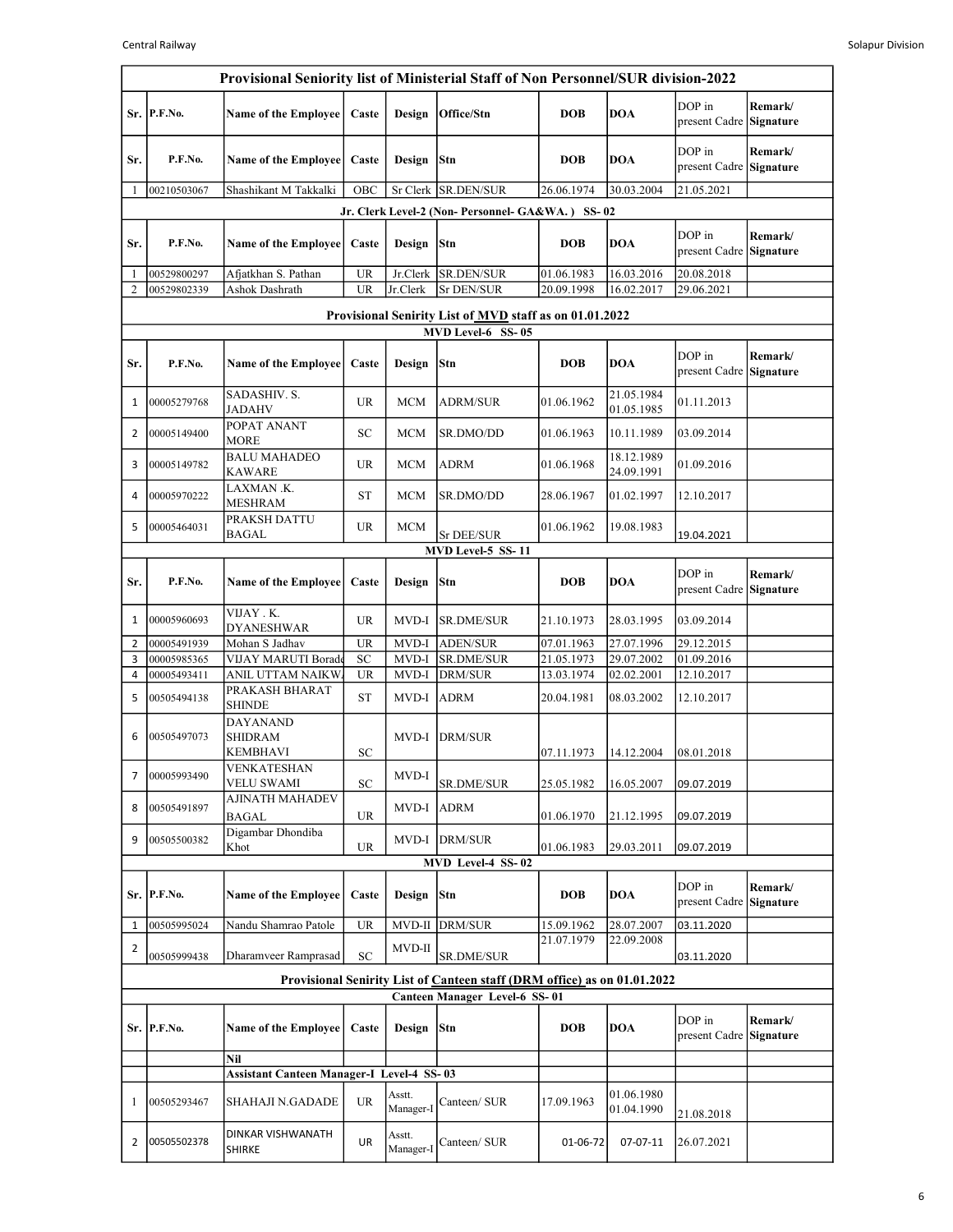## Provisional Seniority list of Ministerial Staff of Non Personnel/SUR division-2022

| Sr. | P.F.No. | Name of the Employee | Caste | Design | Office/Stn | DOB | DOA | DOP in present Cadre | Remark/ Signature |
|---|---|---|---|---|---|---|---|---|---|
| Sr. | P.F.No. | Name of the Employee | Caste | Design | Stn | DOB | DOA | DOP in present Cadre | Remark/ Signature |
| 1 | 00210503067 | Shashikant M Takkalki | OBC | Sr Clerk | SR.DEN/SUR | 26.06.1974 | 30.03.2004 | 21.05.2021 | |

### Jr. Clerk Level-2 (Non- Personnel- GA&WA. ) SS- 02

| Sr. | P.F.No. | Name of the Employee | Caste | Design | Stn | DOB | DOA | DOP in present Cadre | Remark/ Signature |
|---|---|---|---|---|---|---|---|---|---|
| 1 | 00529800297 | Afjatkhan S. Pathan | UR | Jr.Clerk | SR.DEN/SUR | 01.06.1983 | 16.03.2016 | 20.08.2018 | |
| 2 | 00529802339 | Ashok Dashrath | UR | Jr.Clerk | Sr DEN/SUR | 20.09.1998 | 16.02.2017 | 29.06.2021 | |

## Provisional Senirity List of MVD staff as on 01.01.2022

### MVD Level-6 SS- 05

| Sr. | P.F.No. | Name of the Employee | Caste | Design | Stn | DOB | DOA | DOP in present Cadre | Remark/ Signature |
|---|---|---|---|---|---|---|---|---|---|
| 1 | 00005279768 | SADASHIV. S. JADAHV | UR | MCM | ADRM/SUR | 01.06.1962 | 21.05.1984 01.05.1985 | 01.11.2013 | |
| 2 | 00005149400 | POPAT ANANT MORE | SC | MCM | SR.DMO/DD | 01.06.1963 | 10.11.1989 | 03.09.2014 | |
| 3 | 00005149782 | BALU MAHADEO KAWARE | UR | MCM | ADRM | 01.06.1968 | 18.12.1989 24.09.1991 | 01.09.2016 | |
| 4 | 00005970222 | LAXMAN .K. MESHRAM | ST | MCM | SR.DMO/DD | 28.06.1967 | 01.02.1997 | 12.10.2017 | |
| 5 | 00005464031 | PRAKSH DATTU BAGAL | UR | MCM | Sr DEE/SUR | 01.06.1962 | 19.08.1983 | 19.04.2021 | |

### MVD Level-5 SS- 11

| Sr. | P.F.No. | Name of the Employee | Caste | Design | Stn | DOB | DOA | DOP in present Cadre | Remark/ Signature |
|---|---|---|---|---|---|---|---|---|---|
| 1 | 00005960693 | VIJAY . K. DYANESHWAR | UR | MVD-I | SR.DME/SUR | 21.10.1973 | 28.03.1995 | 03.09.2014 | |
| 2 | 00005491939 | Mohan S Jadhav | UR | MVD-I | ADEN/SUR | 07.01.1963 | 27.07.1996 | 29.12.2015 | |
| 3 | 00005985365 | VIJAY MARUTI Borade | SC | MVD-I | SR.DME/SUR | 21.05.1973 | 29.07.2002 | 01.09.2016 | |
| 4 | 00005493411 | ANIL UTTAM NAIKWA | UR | MVD-I | DRM/SUR | 13.03.1974 | 02.02.2001 | 12.10.2017 | |
| 5 | 00505494138 | PRAKASH BHARAT SHINDE | ST | MVD-I | ADRM | 20.04.1981 | 08.03.2002 | 12.10.2017 | |
| 6 | 00505497073 | DAYANAND SHIDRAM KEMBHAVI | SC | MVD-I | DRM/SUR | 07.11.1973 | 14.12.2004 | 08.01.2018 | |
| 7 | 00005993490 | VENKATESHAN VELU SWAMI | SC | MVD-I | SR.DME/SUR | 25.05.1982 | 16.05.2007 | 09.07.2019 | |
| 8 | 00505491897 | AJINATH MAHADEV BAGAL | UR | MVD-I | ADRM | 01.06.1970 | 21.12.1995 | 09.07.2019 | |
| 9 | 00505500382 | Digambar Dhondiba Khot | UR | MVD-I | DRM/SUR | 01.06.1983 | 29.03.2011 | 09.07.2019 | |

### MVD Level-4 SS- 02

| Sr. | P.F.No. | Name of the Employee | Caste | Design | Stn | DOB | DOA | DOP in present Cadre | Remark/ Signature |
|---|---|---|---|---|---|---|---|---|---|
| 1 | 00505995024 | Nandu Shamrao Patole | UR | MVD-II | DRM/SUR | 15.09.1962 | 28.07.2007 | 03.11.2020 | |
| 2 | 00505999438 | Dharamveer Ramprasad | SC | MVD-II | SR.DME/SUR | 21.07.1979 | 22.09.2008 | 03.11.2020 | |

## Provisional Senirity List of Canteen staff (DRM office) as on 01.01.2022

### Canteen Manager Level-6 SS- 01

| Sr. | P.F.No. | Name of the Employee | Caste | Design | Stn | DOB | DOA | DOP in present Cadre | Remark/ Signature |
|---|---|---|---|---|---|---|---|---|---|
| | | Nil | | | | | | | |
| | | **Assistant Canteen Manager-I Level-4 SS- 03** | | | | | | | |
| 1 | 00505293467 | SHAHAJI N.GADADE | UR | Asstt. Manager-I | Canteen/ SUR | 17.09.1963 | 01.06.1980 01.04.1990 | 21.08.2018 | |
| 2 | 00505502378 | DINKAR VISHWANATH SHIRKE | UR | Asstt. Manager-I | Canteen/ SUR | 01-06-72 | 07-07-11 | 26.07.2021 | |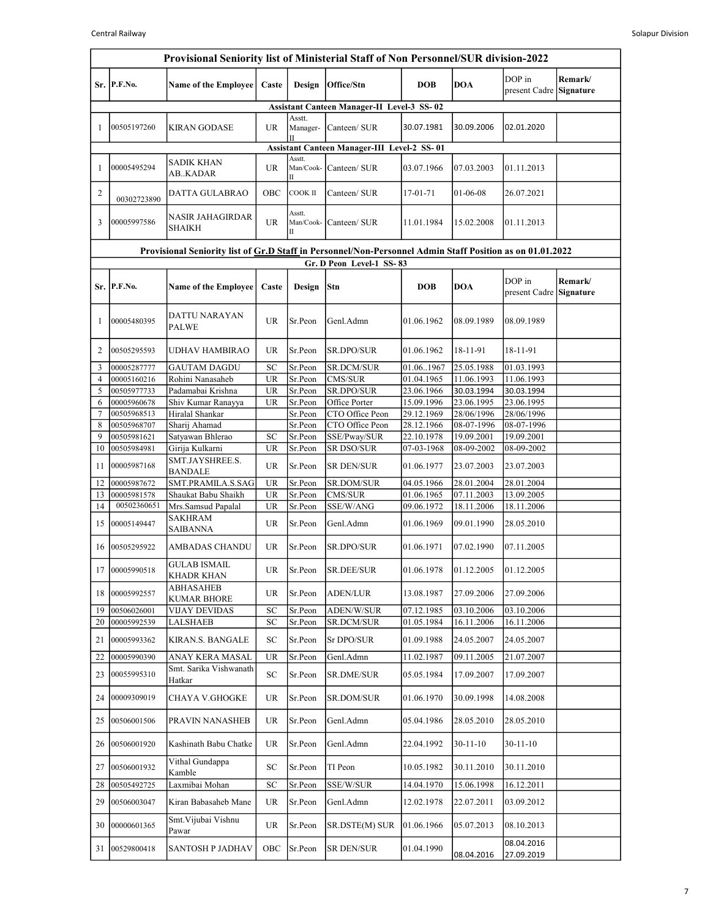## Provisional Seniority list of Ministerial Staff of Non Personnel/SUR division-2022

| Sr. | P.F.No. | Name of the Employee | Caste | Design | Office/Stn | DOB | DOA | DOP in present Cadre | Remark/ Signature |
|---|---|---|---|---|---|---|---|---|---|
| **Assistant Canteen Manager-II Level-3 SS- 02** | | | | | | | | | |
| 1 | 00505197260 | KIRAN GODASE | UR | Asstt. Manager-II | Canteen/ SUR | 30.07.1981 | 30.09.2006 | 02.01.2020 | |
| **Assistant Canteen Manager-III Level-2 SS- 01** | | | | | | | | | |
| 1 | 00005495294 | SADIK KHAN AB..KADAR | UR | Asstt. Man/Cook-II | Canteen/ SUR | 03.07.1966 | 07.03.2003 | 01.11.2013 | |
| 2 | 00302723890 | DATTA GULABRAO | OBC | COOK II | Canteen/ SUR | 17-01-71 | 01-06-08 | 26.07.2021 | |
| 3 | 00005997586 | NASIR JAHAGIRDAR SHAIKH | UR | Asstt. Man/Cook-II | Canteen/ SUR | 11.01.1984 | 15.02.2008 | 01.11.2013 | |

## Provisional Seniority list of Gr.D Staff in Personnel/Non-Personnel Admin Staff Position as on 01.01.2022

**Gr. D Peon Level-1 SS- 83**

| Sr. | P.F.No. | Name of the Employee | Caste | Design | Stn | DOB | DOA | DOP in present Cadre | Remark/ Signature |
|---|---|---|---|---|---|---|---|---|---|
| 1 | 00005480395 | DATTU NARAYAN PALWE | UR | Sr.Peon | Genl.Admn | 01.06.1962 | 08.09.1989 | 08.09.1989 | |
| 2 | 00505295593 | UDHAV HAMBIRAO | UR | Sr.Peon | SR.DPO/SUR | 01.06.1962 | 18-11-91 | 18-11-91 | |
| 3 | 00005287777 | GAUTAM DAGDU | SC | Sr.Peon | SR.DCM/SUR | 01.06..1967 | 25.05.1988 | 01.03.1993 | |
| 4 | 00005160216 | Rohini Nanasaheb | UR | Sr.Peon | CMS/SUR | 01.04.1965 | 11.06.1993 | 11.06.1993 | |
| 5 | 00505977733 | Padamabai Krishna | UR | Sr.Peon | SR.DPO/SUR | 23.06.1966 | 30.03.1994 | 30.03.1994 | |
| 6 | 00005960678 | Shiv Kumar Ranayya | UR | Sr.Peon | Office Porter | 15.09.1996 | 23.06.1995 | 23.06.1995 | |
| 7 | 00505968513 | Hiralal Shankar | | Sr.Peon | CTO Office Peon | 29.12.1969 | 28/06/1996 | 28/06/1996 | |
| 8 | 00505968707 | Sharij Ahamad | | Sr.Peon | CTO Office Peon | 28.12.1966 | 08-07-1996 | 08-07-1996 | |
| 9 | 00505981621 | Satyawan Bhlerao | SC | Sr.Peon | SSE/Pway/SUR | 22.10.1978 | 19.09.2001 | 19.09.2001 | |
| 10 | 00505984981 | Girija Kulkarni | UR | Sr.Peon | SR DSO/SUR | 07-03-1968 | 08-09-2002 | 08-09-2002 | |
| 11 | 00005987168 | SMT.JAYSHREE.S. BANDALE | UR | Sr.Peon | SR DEN/SUR | 01.06.1977 | 23.07.2003 | 23.07.2003 | |
| 12 | 00005987672 | SMT.PRAMILA.S.SAG | UR | Sr.Peon | SR.DOM/SUR | 04.05.1966 | 28.01.2004 | 28.01.2004 | |
| 13 | 00005981578 | Shaukat Babu Shaikh | UR | Sr.Peon | CMS/SUR | 01.06.1965 | 07.11.2003 | 13.09.2005 | |
| 14 | 00502360651 | Mrs.Samsud Papalal | UR | Sr.Peon | SSE/W/ANG | 09.06.1972 | 18.11.2006 | 18.11.2006 | |
| 15 | 00005149447 | SAKHRAM SAIBANNA | UR | Sr.Peon | Genl.Admn | 01.06.1969 | 09.01.1990 | 28.05.2010 | |
| 16 | 00505295922 | AMBADAS CHANDU | UR | Sr.Peon | SR.DPO/SUR | 01.06.1971 | 07.02.1990 | 07.11.2005 | |
| 17 | 00005990518 | GULAB ISMAIL KHADR KHAN | UR | Sr.Peon | SR.DEE/SUR | 01.06.1978 | 01.12.2005 | 01.12.2005 | |
| 18 | 00005992557 | ABHASAHEB KUMAR BHORE | UR | Sr.Peon | ADEN/LUR | 13.08.1987 | 27.09.2006 | 27.09.2006 | |
| 19 | 00506026001 | VIJAY DEVIDAS | SC | Sr.Peon | ADEN/W/SUR | 07.12.1985 | 03.10.2006 | 03.10.2006 | |
| 20 | 00005992539 | LALSHAEB | SC | Sr.Peon | SR.DCM/SUR | 01.05.1984 | 16.11.2006 | 16.11.2006 | |
| 21 | 00005993362 | KIRAN.S. BANGALE | SC | Sr.Peon | Sr DPO/SUR | 01.09.1988 | 24.05.2007 | 24.05.2007 | |
| 22 | 00005990390 | ANAY KERA MASAL | UR | Sr.Peon | Genl.Admn | 11.02.1987 | 09.11.2005 | 21.07.2007 | |
| 23 | 00055995310 | Smt. Sarika Vishwanath Hatkar | SC | Sr.Peon | SR.DME/SUR | 05.05.1984 | 17.09.2007 | 17.09.2007 | |
| 24 | 00009309019 | CHAYA V.GHOGKE | UR | Sr.Peon | SR.DOM/SUR | 01.06.1970 | 30.09.1998 | 14.08.2008 | |
| 25 | 00506001506 | PRAVIN NANASHEB | UR | Sr.Peon | Genl.Admn | 05.04.1986 | 28.05.2010 | 28.05.2010 | |
| 26 | 00506001920 | Kashinath Babu Chatke | UR | Sr.Peon | Genl.Admn | 22.04.1992 | 30-11-10 | 30-11-10 | |
| 27 | 00506001932 | Vithal Gundappa Kamble | SC | Sr.Peon | TI Peon | 10.05.1982 | 30.11.2010 | 30.11.2010 | |
| 28 | 00505492725 | Laxmibai Mohan | SC | Sr.Peon | SSE/W/SUR | 14.04.1970 | 15.06.1998 | 16.12.2011 | |
| 29 | 00506003047 | Kiran Babasaheb Mane | UR | Sr.Peon | Genl.Admn | 12.02.1978 | 22.07.2011 | 03.09.2012 | |
| 30 | 00000601365 | Smt.Vijubai Vishnu Pawar | UR | Sr.Peon | SR.DSTE(M) SUR | 01.06.1966 | 05.07.2013 | 08.10.2013 | |
| 31 | 00529800418 | SANTOSH P JADHAV | OBC | Sr.Peon | SR DEN/SUR | 01.04.1990 | 08.04.2016 | 08.04.2016 27.09.2019 | |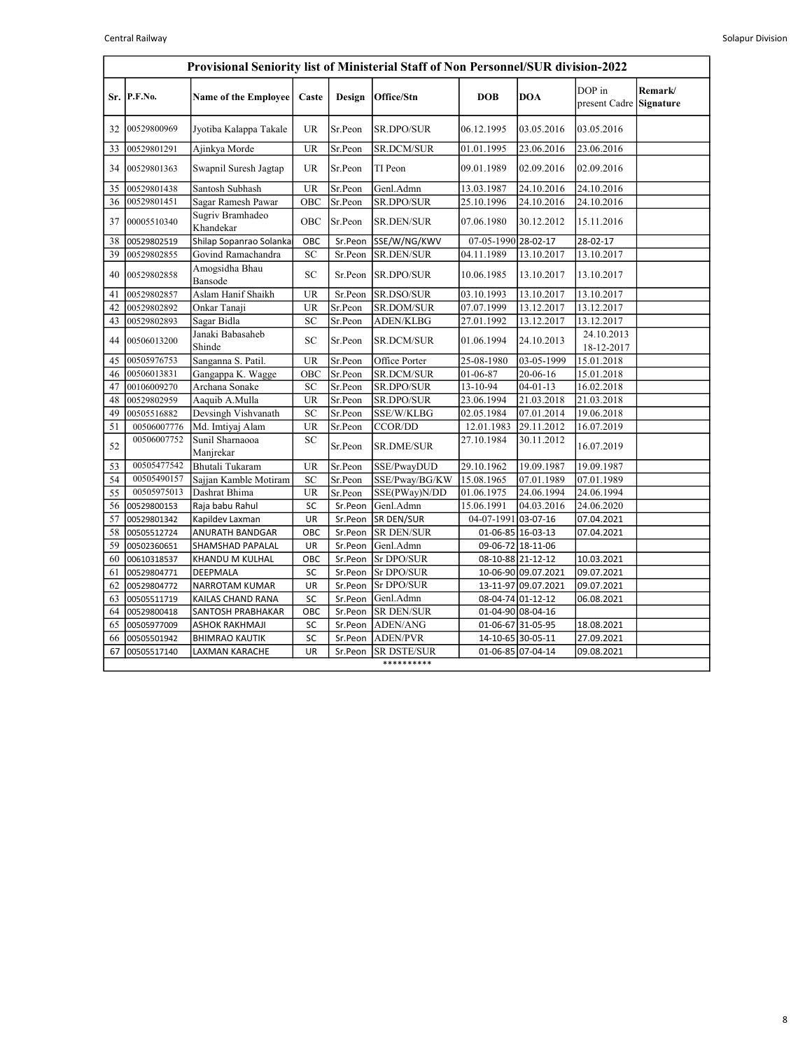| Provisional Seniority list of Ministerial Staff of Non Personnel/SUR division-2022 | | | | | | | | | |
|---|---|---|---|---|---|---|---|---|---|
| Sr. | P.F.No. | Name of the Employee | Caste | Design | Office/Stn | DOB | DOA | DOP in present Cadre | Remark/ Signature |
| 32 | 00529800969 | Jyotiba Kalappa Takale | UR | Sr.Peon | SR.DPO/SUR | 06.12.1995 | 03.05.2016 | 03.05.2016 | |
| 33 | 00529801291 | Ajinkya Morde | UR | Sr.Peon | SR.DCM/SUR | 01.01.1995 | 23.06.2016 | 23.06.2016 | |
| 34 | 00529801363 | Swapnil Suresh Jagtap | UR | Sr.Peon | TI Peon | 09.01.1989 | 02.09.2016 | 02.09.2016 | |
| 35 | 00529801438 | Santosh Subhash | UR | Sr.Peon | Genl.Admn | 13.03.1987 | 24.10.2016 | 24.10.2016 | |
| 36 | 00529801451 | Sagar Ramesh Pawar | OBC | Sr.Peon | SR.DPO/SUR | 25.10.1996 | 24.10.2016 | 24.10.2016 | |
| 37 | 00005510340 | Sugriv Bramhadeo Khandekar | OBC | Sr.Peon | SR.DEN/SUR | 07.06.1980 | 30.12.2012 | 15.11.2016 | |
| 38 | 00529802519 | Shilap Sopanrao Solanka | OBC | Sr.Peon | SSE/W/NG/KWV | 07-05-1990 | 28-02-17 | 28-02-17 | |
| 39 | 00529802855 | Govind Ramachandra | SC | Sr.Peon | SR.DEN/SUR | 04.11.1989 | 13.10.2017 | 13.10.2017 | |
| 40 | 00529802858 | Amogsidha Bhau Bansode | SC | Sr.Peon | SR.DPO/SUR | 10.06.1985 | 13.10.2017 | 13.10.2017 | |
| 41 | 00529802857 | Aslam Hanif Shaikh | UR | Sr.Peon | SR.DSO/SUR | 03.10.1993 | 13.10.2017 | 13.10.2017 | |
| 42 | 00529802892 | Onkar Tanaji | UR | Sr.Peon | SR.DOM/SUR | 07.07.1999 | 13.12.2017 | 13.12.2017 | |
| 43 | 00529802893 | Sagar Bidla | SC | Sr.Peon | ADEN/KLBG | 27.01.1992 | 13.12.2017 | 13.12.2017 | |
| 44 | 00506013200 | Janaki Babasaheb Shinde | SC | Sr.Peon | SR.DCM/SUR | 01.06.1994 | 24.10.2013 | 24.10.2013 18-12-2017 | |
| 45 | 00505976753 | Sanganna S. Patil. | UR | Sr.Peon | Office Porter | 25-08-1980 | 03-05-1999 | 15.01.2018 | |
| 46 | 00506013831 | Gangappa K. Wagge | OBC | Sr.Peon | SR.DCM/SUR | 01-06-87 | 20-06-16 | 15.01.2018 | |
| 47 | 00106009270 | Archana Sonake | SC | Sr.Peon | SR.DPO/SUR | 13-10-94 | 04-01-13 | 16.02.2018 | |
| 48 | 00529802959 | Aaquib A.Mulla | UR | Sr.Peon | SR.DPO/SUR | 23.06.1994 | 21.03.2018 | 21.03.2018 | |
| 49 | 00505516882 | Devsingh Vishvanath | SC | Sr.Peon | SSE/W/KLBG | 02.05.1984 | 07.01.2014 | 19.06.2018 | |
| 51 | 00506007776 | Md. Imtiyaj Alam | UR | Sr.Peon | CCOR/DD | 12.01.1983 | 29.11.2012 | 16.07.2019 | |
| 52 | 00506007752 | Sunil Sharnaooa Manjrekar | SC | Sr.Peon | SR.DME/SUR | 27.10.1984 | 30.11.2012 | 16.07.2019 | |
| 53 | 00505477542 | Bhutali Tukaram | UR | Sr.Peon | SSE/PwayDUD | 29.10.1962 | 19.09.1987 | 19.09.1987 | |
| 54 | 00505490157 | Sajjan Kamble Motiram | SC | Sr.Peon | SSE/Pway/BG/KW | 15.08.1965 | 07.01.1989 | 07.01.1989 | |
| 55 | 00505975013 | Dashrat Bhima | UR | Sr.Peon | SSE(PWay)N/DD | 01.06.1975 | 24.06.1994 | 24.06.1994 | |
| 56 | 00529800153 | Raja babu Rahul | SC | Sr.Peon | Genl.Admn | 15.06.1991 | 04.03.2016 | 24.06.2020 | |
| 57 | 00529801342 | Kapildev Laxman | UR | Sr.Peon | SR DEN/SUR | 04-07-1991 | 03-07-16 | 07.04.2021 | |
| 58 | 00505512724 | ANURATH BANDGAR | OBC | Sr.Peon | SR DEN/SUR | 01-06-85 | 16-03-13 | 07.04.2021 | |
| 59 | 00502360651 | SHAMSHAD PAPALAL | UR | Sr.Peon | Genl.Admn | 09-06-72 | 18-11-06 | | |
| 60 | 00610318537 | KHANDU M KULHAL | OBC | Sr.Peon | Sr DPO/SUR | 08-10-88 | 21-12-12 | 10.03.2021 | |
| 61 | 00529804771 | DEEPMALA | SC | Sr.Peon | Sr DPO/SUR | 10-06-90 | 09.07.2021 | 09.07.2021 | |
| 62 | 00529804772 | NARROTAM KUMAR | UR | Sr.Peon | Sr DPO/SUR | 13-11-97 | 09.07.2021 | 09.07.2021 | |
| 63 | 00505511719 | KAILAS CHAND RANA | SC | Sr.Peon | Genl.Admn | 08-04-74 | 01-12-12 | 06.08.2021 | |
| 64 | 00529800418 | SANTOSH PRABHAKAR | OBC | Sr.Peon | SR DEN/SUR | 01-04-90 | 08-04-16 | | |
| 65 | 00505977009 | ASHOK RAKHMAJI | SC | Sr.Peon | ADEN/ANG | 01-06-67 | 31-05-95 | 18.08.2021 | |
| 66 | 00505501942 | BHIMRAO KAUTIK | SC | Sr.Peon | ADEN/PVR | 14-10-65 | 30-05-11 | 27.09.2021 | |
| 67 | 00505517140 | LAXMAN KARACHE | UR | Sr.Peon | SR DSTE/SUR | 01-06-85 | 07-04-14 | 09.08.2021 | |

**********